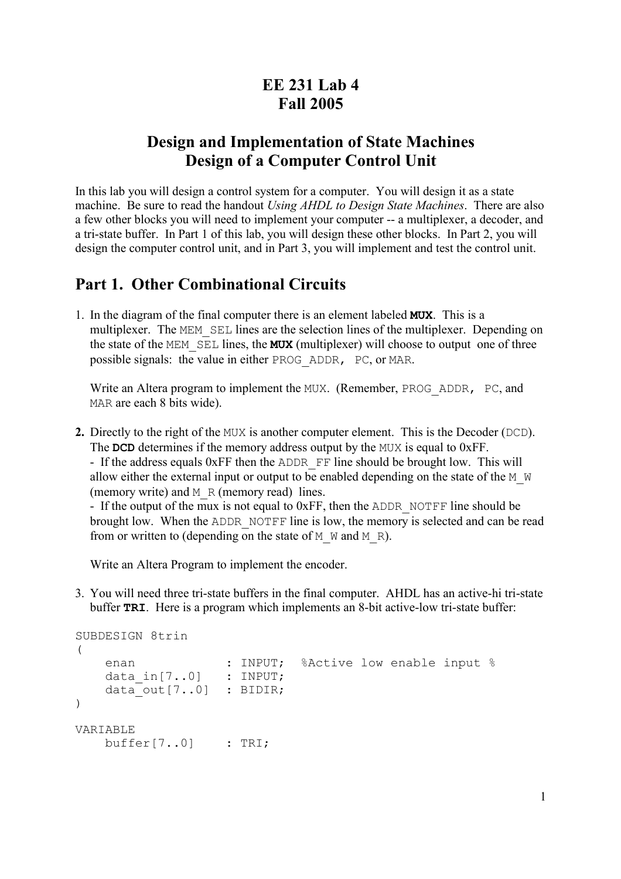# EE 231 Lab 4
# Fall 2005

## Design and Implementation of State Machines
## Design of a Computer Control Unit

In this lab you will design a control system for a computer. You will design it as a state machine. Be sure to read the handout *Using AHDL to Design State Machines*. There are also a few other blocks you will need to implement your computer -- a multiplexer, a decoder, and a tri-state buffer. In Part 1 of this lab, you will design these other blocks. In Part 2, you will design the computer control unit, and in Part 3, you will implement and test the control unit.

## Part 1. Other Combinational Circuits

1. In the diagram of the final computer there is an element labeled **MUX**. This is a multiplexer. The MEM_SEL lines are the selection lines of the multiplexer. Depending on the state of the MEM_SEL lines, the **MUX** (multiplexer) will choose to output one of three possible signals: the value in either PROG_ADDR, PC, or MAR.

   Write an Altera program to implement the MUX. (Remember, PROG_ADDR, PC, and MAR are each 8 bits wide).

2. Directly to the right of the MUX is another computer element. This is the Decoder (DCD). The **DCD** determines if the memory address output by the MUX is equal to 0xFF.
   - If the address equals 0xFF then the ADDR_FF line should be brought low. This will allow either the external input or output to be enabled depending on the state of the M_W (memory write) and M_R (memory read) lines.
   - If the output of the mux is not equal to 0xFF, then the ADDR_NOTFF line should be brought low. When the ADDR_NOTFF line is low, the memory is selected and can be read from or written to (depending on the state of M_W and M_R).

   Write an Altera Program to implement the encoder.

3. You will need three tri-state buffers in the final computer. AHDL has an active-hi tri-state buffer **TRI**. Here is a program which implements an 8-bit active-low tri-state buffer:

```
SUBDESIGN 8trin
(
    enan            : INPUT;  %Active low enable input %
    data_in[7..0]   : INPUT;
    data_out[7..0]  : BIDIR;
)

VARIABLE
    buffer[7..0]    : TRI;
```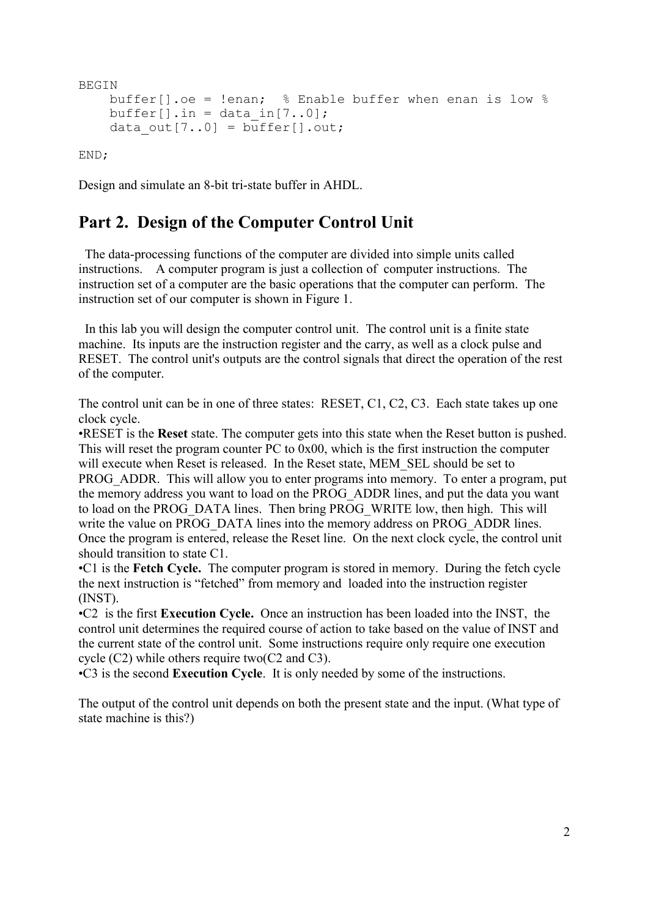```
BEGIN
    buffer[].oe = !enan;  % Enable buffer when enan is low %
    buffer[].in = data_in[7..0];
    data_out[7..0] = buffer[].out;

END;
```

Design and simulate an 8-bit tri-state buffer in AHDL.

## Part 2. Design of the Computer Control Unit

The data-processing functions of the computer are divided into simple units called instructions. A computer program is just a collection of computer instructions. The instruction set of a computer are the basic operations that the computer can perform. The instruction set of our computer is shown in Figure 1.

In this lab you will design the computer control unit. The control unit is a finite state machine. Its inputs are the instruction register and the carry, as well as a clock pulse and RESET. The control unit's outputs are the control signals that direct the operation of the rest of the computer.

The control unit can be in one of three states: RESET, C1, C2, C3. Each state takes up one clock cycle.

- RESET is the **Reset** state. The computer gets into this state when the Reset button is pushed. This will reset the program counter PC to 0x00, which is the first instruction the computer will execute when Reset is released. In the Reset state, MEM_SEL should be set to PROG_ADDR. This will allow you to enter programs into memory. To enter a program, put the memory address you want to load on the PROG_ADDR lines, and put the data you want to load on the PROG_DATA lines. Then bring PROG_WRITE low, then high. This will write the value on PROG_DATA lines into the memory address on PROG_ADDR lines. Once the program is entered, release the Reset line. On the next clock cycle, the control unit should transition to state C1.
- C1 is the **Fetch Cycle.** The computer program is stored in memory. During the fetch cycle the next instruction is "fetched" from memory and loaded into the instruction register (INST).
- C2 is the first **Execution Cycle.** Once an instruction has been loaded into the INST, the control unit determines the required course of action to take based on the value of INST and the current state of the control unit. Some instructions require only require one execution cycle (C2) while others require two(C2 and C3).
- C3 is the second **Execution Cycle**. It is only needed by some of the instructions.

The output of the control unit depends on both the present state and the input. (What type of state machine is this?)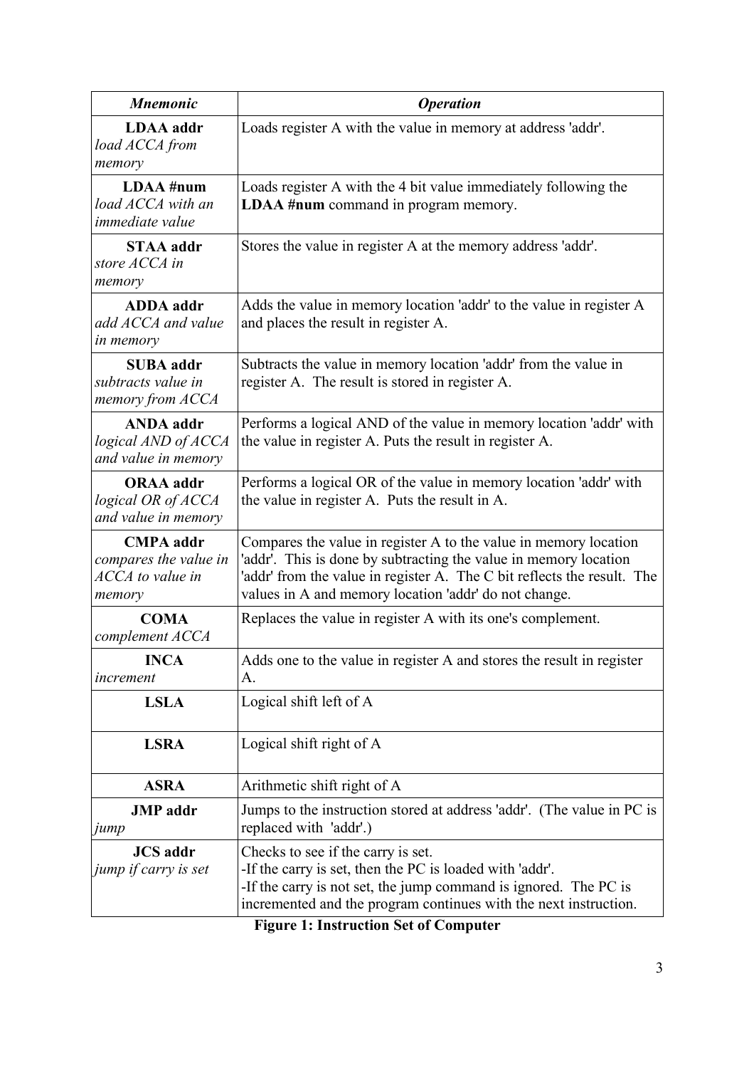| ***Mnemonic*** | ***Operation*** |
|---|---|
| **LDAA addr** *load ACCA from memory* | Loads register A with the value in memory at address 'addr'. |
| **LDAA #num** *load ACCA with an immediate value* | Loads register A with the 4 bit value immediately following the **LDAA #num** command in program memory. |
| **STAA addr** *store ACCA in memory* | Stores the value in register A at the memory address 'addr'. |
| **ADDA addr** *add ACCA and value in memory* | Adds the value in memory location 'addr' to the value in register A and places the result in register A. |
| **SUBA addr** *subtracts value in memory from ACCA* | Subtracts the value in memory location 'addr' from the value in register A. The result is stored in register A. |
| **ANDA addr** *logical AND of ACCA and value in memory* | Performs a logical AND of the value in memory location 'addr' with the value in register A. Puts the result in register A. |
| **ORAA addr** *logical OR of ACCA and value in memory* | Performs a logical OR of the value in memory location 'addr' with the value in register A. Puts the result in A. |
| **CMPA addr** *compares the value in ACCA to value in memory* | Compares the value in register A to the value in memory location 'addr'. This is done by subtracting the value in memory location 'addr' from the value in register A. The C bit reflects the result. The values in A and memory location 'addr' do not change. |
| **COMA** *complement ACCA* | Replaces the value in register A with its one's complement. |
| **INCA** *increment* | Adds one to the value in register A and stores the result in register A. |
| **LSLA** | Logical shift left of A |
| **LSRA** | Logical shift right of A |
| **ASRA** | Arithmetic shift right of A |
| **JMP addr** *jump* | Jumps to the instruction stored at address 'addr'. (The value in PC is replaced with 'addr'.) |
| **JCS addr** *jump if carry is set* | Checks to see if the carry is set.<br>-If the carry is set, then the PC is loaded with 'addr'.<br>-If the carry is not set, the jump command is ignored. The PC is incremented and the program continues with the next instruction. |

**Figure 1: Instruction Set of Computer**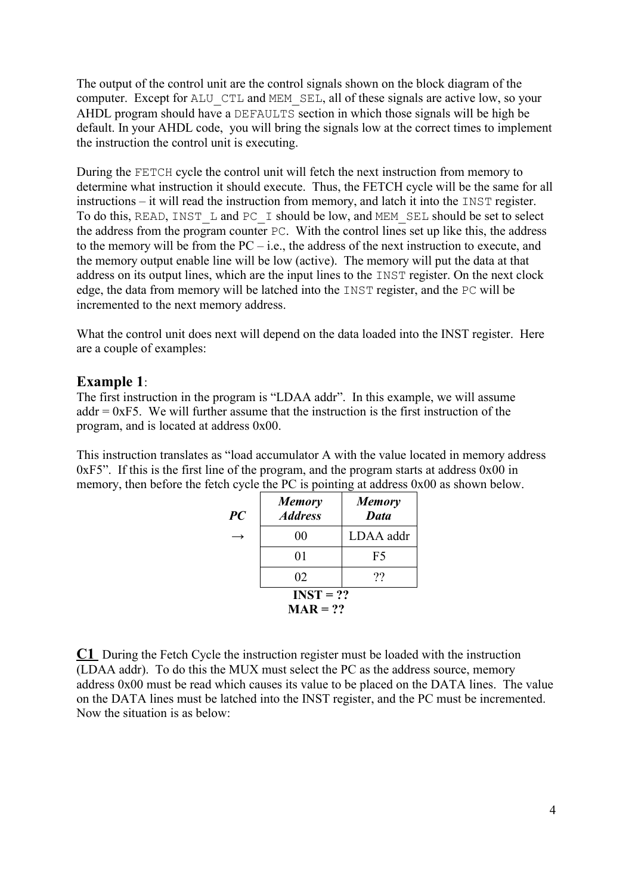The output of the control unit are the control signals shown on the block diagram of the computer. Except for `ALU_CTL` and `MEM_SEL`, all of these signals are active low, so your AHDL program should have a `DEFAULTS` section in which those signals will be high be default. In your AHDL code, you will bring the signals low at the correct times to implement the instruction the control unit is executing.

During the `FETCH` cycle the control unit will fetch the next instruction from memory to determine what instruction it should execute. Thus, the FETCH cycle will be the same for all instructions – it will read the instruction from memory, and latch it into the `INST` register. To do this, `READ`, `INST_L` and `PC_I` should be low, and `MEM_SEL` should be set to select the address from the program counter `PC`. With the control lines set up like this, the address to the memory will be from the PC – i.e., the address of the next instruction to execute, and the memory output enable line will be low (active). The memory will put the data at that address on its output lines, which are the input lines to the `INST` register. On the next clock edge, the data from memory will be latched into the `INST` register, and the `PC` will be incremented to the next memory address.

What the control unit does next will depend on the data loaded into the INST register. Here are a couple of examples:

## Example 1:

The first instruction in the program is "LDAA addr". In this example, we will assume addr = 0xF5. We will further assume that the instruction is the first instruction of the program, and is located at address 0x00.

This instruction translates as "load accumulator A with the value located in memory address 0xF5". If this is the first line of the program, and the program starts at address 0x00 in memory, then before the fetch cycle the PC is pointing at address 0x00 as shown below.

| ***PC*** | ***Memory Address*** | ***Memory Data*** |
|---|---|---|
| → | 00 | LDAA addr |
| | 01 | F5 |
| | 02 | ?? |

**INST = ??**
**MAR = ??**

**C1** During the Fetch Cycle the instruction register must be loaded with the instruction (LDAA addr). To do this the MUX must select the PC as the address source, memory address 0x00 must be read which causes its value to be placed on the DATA lines. The value on the DATA lines must be latched into the INST register, and the PC must be incremented. Now the situation is as below: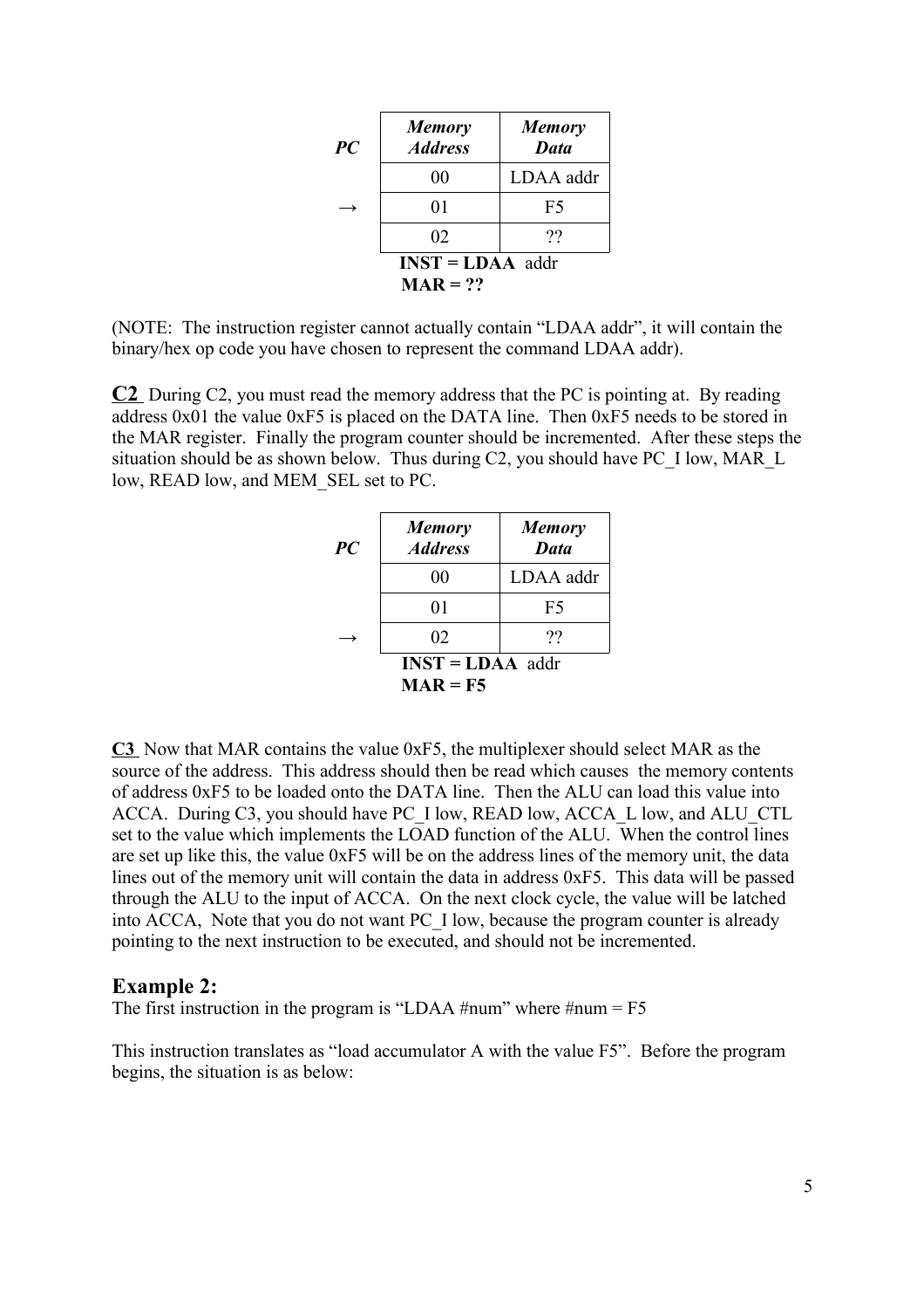| PC | *Memory Address* | *Memory Data* |
|---|---|---|
| | 00 | LDAA addr |
| → | 01 | F5 |
| | 02 | ?? |

**INST = LDAA** addr
**MAR = ??**

(NOTE: The instruction register cannot actually contain "LDAA addr", it will contain the binary/hex op code you have chosen to represent the command LDAA addr).

**C2** During C2, you must read the memory address that the PC is pointing at. By reading address 0x01 the value 0xF5 is placed on the DATA line. Then 0xF5 needs to be stored in the MAR register. Finally the program counter should be incremented. After these steps the situation should be as shown below. Thus during C2, you should have PC_I low, MAR_L low, READ low, and MEM_SEL set to PC.

| PC | *Memory Address* | *Memory Data* |
|---|---|---|
| | 00 | LDAA addr |
| | 01 | F5 |
| → | 02 | ?? |

**INST = LDAA** addr
**MAR = F5**

**C3** Now that MAR contains the value 0xF5, the multiplexer should select MAR as the source of the address. This address should then be read which causes the memory contents of address 0xF5 to be loaded onto the DATA line. Then the ALU can load this value into ACCA. During C3, you should have PC_I low, READ low, ACCA_L low, and ALU_CTL set to the value which implements the LOAD function of the ALU. When the control lines are set up like this, the value 0xF5 will be on the address lines of the memory unit, the data lines out of the memory unit will contain the data in address 0xF5. This data will be passed through the ALU to the input of ACCA. On the next clock cycle, the value will be latched into ACCA, Note that you do not want PC_I low, because the program counter is already pointing to the next instruction to be executed, and should not be incremented.

## Example 2:

The first instruction in the program is "LDAA #num" where #num = F5

This instruction translates as "load accumulator A with the value F5". Before the program begins, the situation is as below: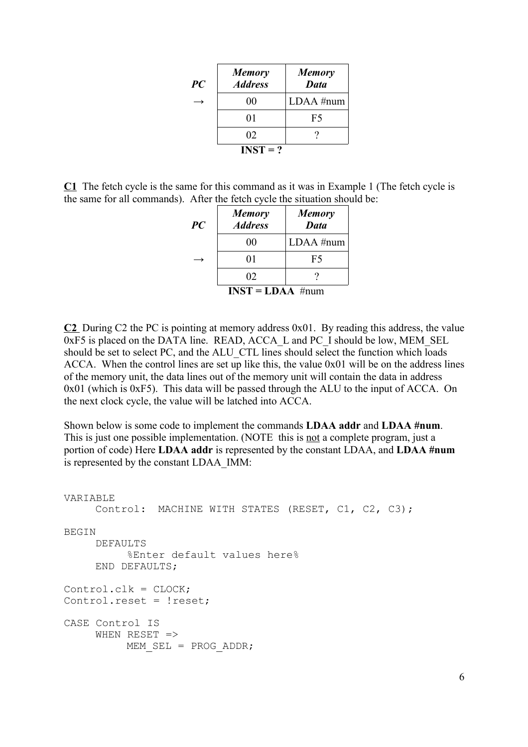| PC | Memory Address | Memory Data |
|---|---|---|
| → | 00 | LDAA #num |
| | 01 | F5 |
| | 02 | ? |

**INST = ?**

**C1** The fetch cycle is the same for this command as it was in Example 1 (The fetch cycle is the same for all commands). After the fetch cycle the situation should be:

| PC | Memory Address | Memory Data |
|---|---|---|
| | 00 | LDAA #num |
| → | 01 | F5 |
| | 02 | ? |

**INST = LDAA** #num

**C2** During C2 the PC is pointing at memory address 0x01. By reading this address, the value 0xF5 is placed on the DATA line. READ, ACCA_L and PC_I should be low, MEM_SEL should be set to select PC, and the ALU_CTL lines should select the function which loads ACCA. When the control lines are set up like this, the value 0x01 will be on the address lines of the memory unit, the data lines out of the memory unit will contain the data in address 0x01 (which is 0xF5). This data will be passed through the ALU to the input of ACCA. On the next clock cycle, the value will be latched into ACCA.

Shown below is some code to implement the commands **LDAA addr** and **LDAA #num**. This is just one possible implementation. (NOTE this is not a complete program, just a portion of code) Here **LDAA addr** is represented by the constant LDAA, and **LDAA #num** is represented by the constant LDAA_IMM:

```
VARIABLE
     Control:  MACHINE WITH STATES (RESET, C1, C2, C3);

BEGIN
     DEFAULTS
          %Enter default values here%
     END DEFAULTS;

Control.clk = CLOCK;
Control.reset = !reset;

CASE Control IS
     WHEN RESET =>
          MEM_SEL = PROG_ADDR;
```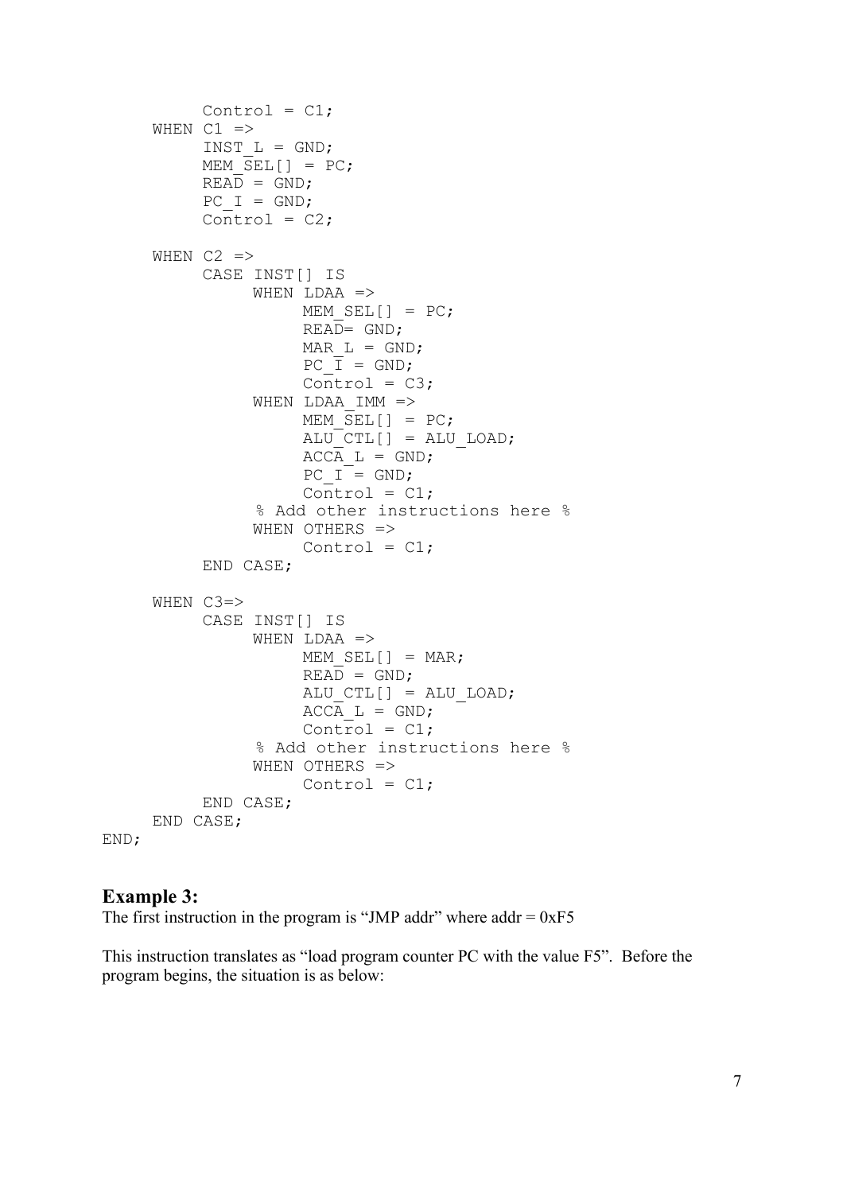```
        Control = C1;
    WHEN C1 =>
        INST_L = GND;
        MEM_SEL[] = PC;
        READ = GND;
        PC_I = GND;
        Control = C2;

    WHEN C2 =>
        CASE INST[] IS
            WHEN LDAA =>
                MEM_SEL[] = PC;
                READ= GND;
                MAR_L = GND;
                PC_I = GND;
                Control = C3;
            WHEN LDAA_IMM =>
                MEM_SEL[] = PC;
                ALU_CTL[] = ALU_LOAD;
                ACCA_L = GND;
                PC_I = GND;
                Control = C1;
             % Add other instructions here %
            WHEN OTHERS =>
                Control = C1;
        END CASE;

    WHEN C3=>
        CASE INST[] IS
            WHEN LDAA =>
                MEM_SEL[] = MAR;
                READ = GND;
                ALU_CTL[] = ALU_LOAD;
                ACCA_L = GND;
                Control = C1;
             % Add other instructions here %
            WHEN OTHERS =>
                Control = C1;
        END CASE;
    END CASE;
END;
```

## Example 3:

The first instruction in the program is "JMP addr" where addr = 0xF5

This instruction translates as "load program counter PC with the value F5". Before the program begins, the situation is as below: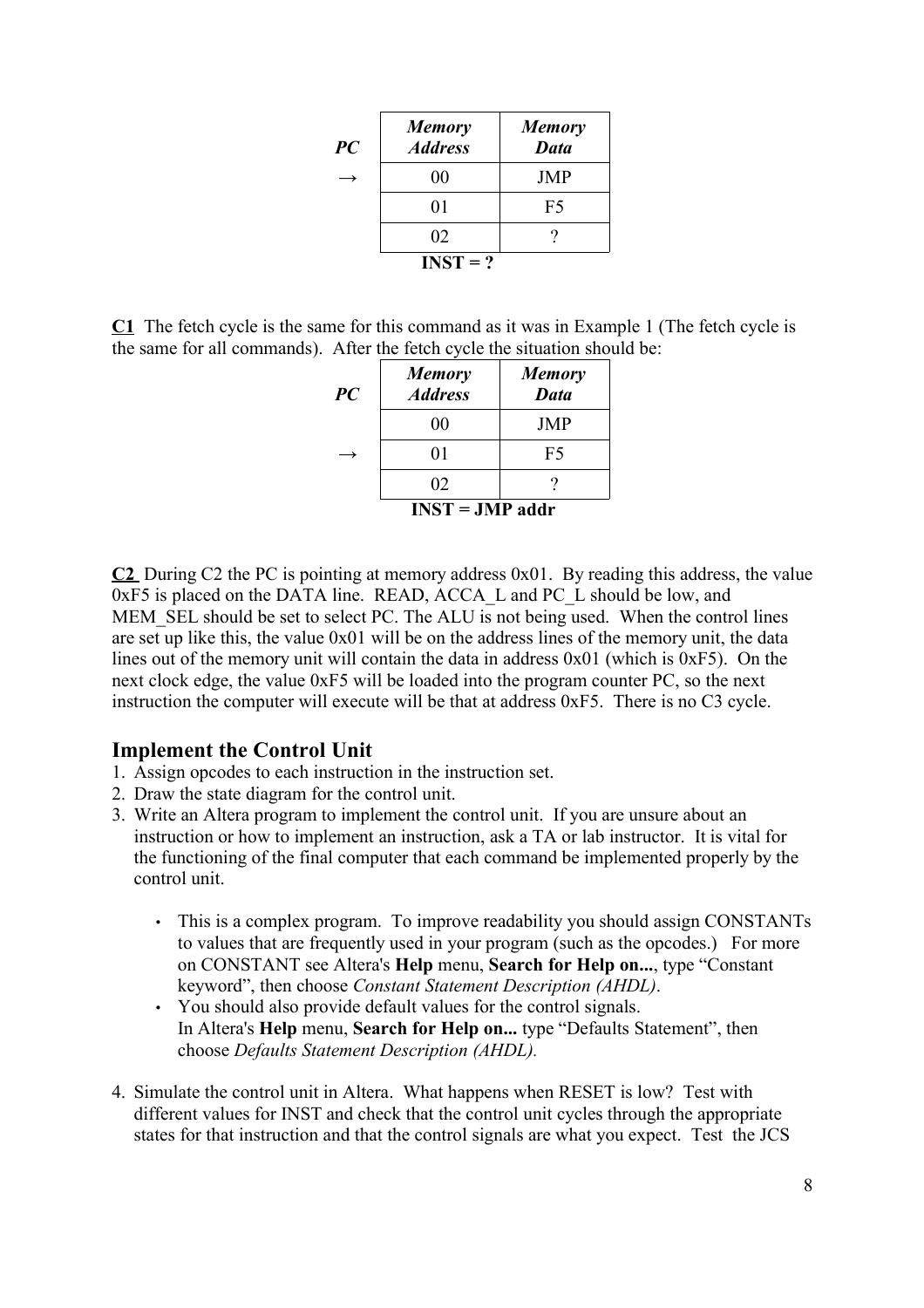| PC | *Memory Address* | *Memory Data* |
|---|---|---|
| → | 00 | JMP |
| | 01 | F5 |
| | 02 | ? |

**INST = ?**

**C1** The fetch cycle is the same for this command as it was in Example 1 (The fetch cycle is the same for all commands). After the fetch cycle the situation should be:

| PC | *Memory Address* | *Memory Data* |
|---|---|---|
| | 00 | JMP |
| → | 01 | F5 |
| | 02 | ? |

**INST = JMP addr**

**C2** During C2 the PC is pointing at memory address 0x01. By reading this address, the value 0xF5 is placed on the DATA line. READ, ACCA_L and PC_L should be low, and MEM_SEL should be set to select PC. The ALU is not being used. When the control lines are set up like this, the value 0x01 will be on the address lines of the memory unit, the data lines out of the memory unit will contain the data in address 0x01 (which is 0xF5). On the next clock edge, the value 0xF5 will be loaded into the program counter PC, so the next instruction the computer will execute will be that at address 0xF5. There is no C3 cycle.

## Implement the Control Unit

1. Assign opcodes to each instruction in the instruction set.
2. Draw the state diagram for the control unit.
3. Write an Altera program to implement the control unit. If you are unsure about an instruction or how to implement an instruction, ask a TA or lab instructor. It is vital for the functioning of the final computer that each command be implemented properly by the control unit.
    - This is a complex program. To improve readability you should assign CONSTANTs to values that are frequently used in your program (such as the opcodes.) For more on CONSTANT see Altera's **Help** menu, **Search for Help on...**, type "Constant keyword", then choose *Constant Statement Description (AHDL)*.
    - You should also provide default values for the control signals. In Altera's **Help** menu, **Search for Help on...** type "Defaults Statement", then choose *Defaults Statement Description (AHDL).*
4. Simulate the control unit in Altera. What happens when RESET is low? Test with different values for INST and check that the control unit cycles through the appropriate states for that instruction and that the control signals are what you expect. Test the JCS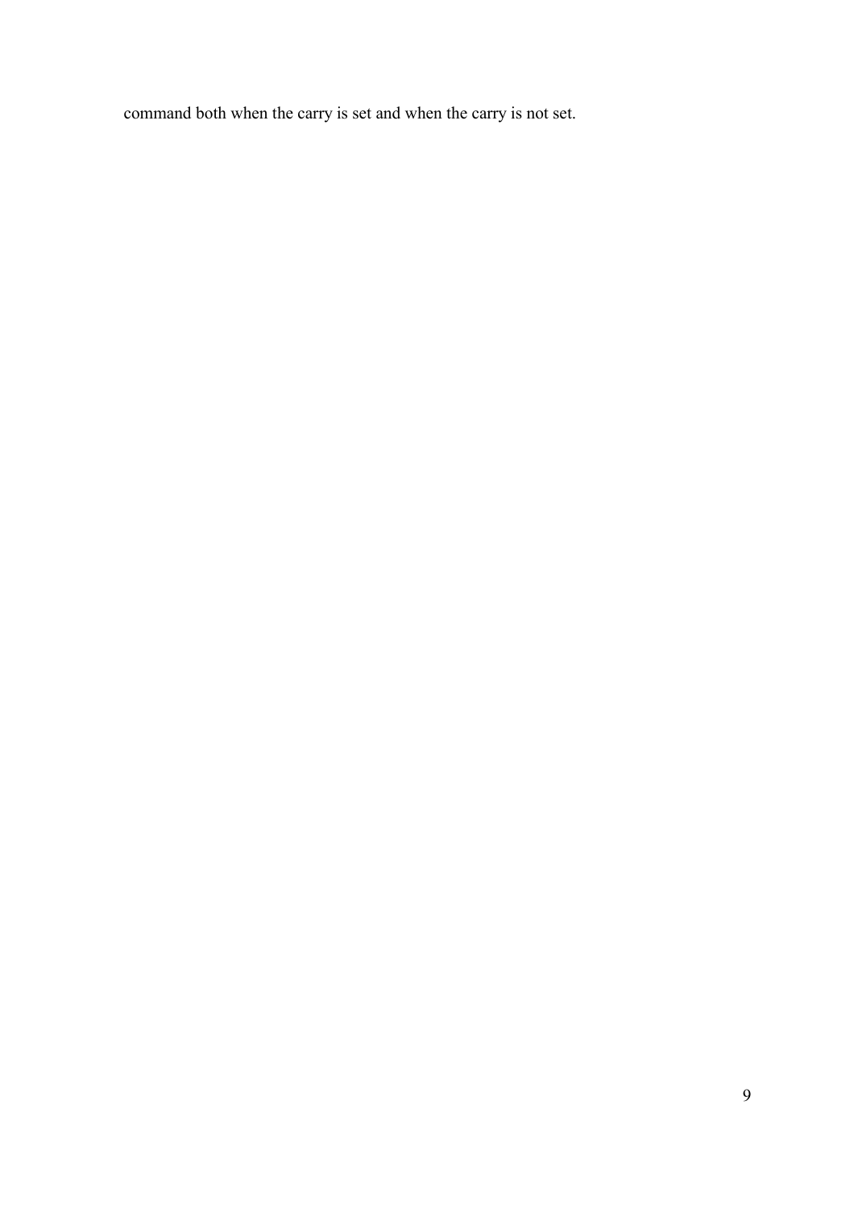command both when the carry is set and when the carry is not set.